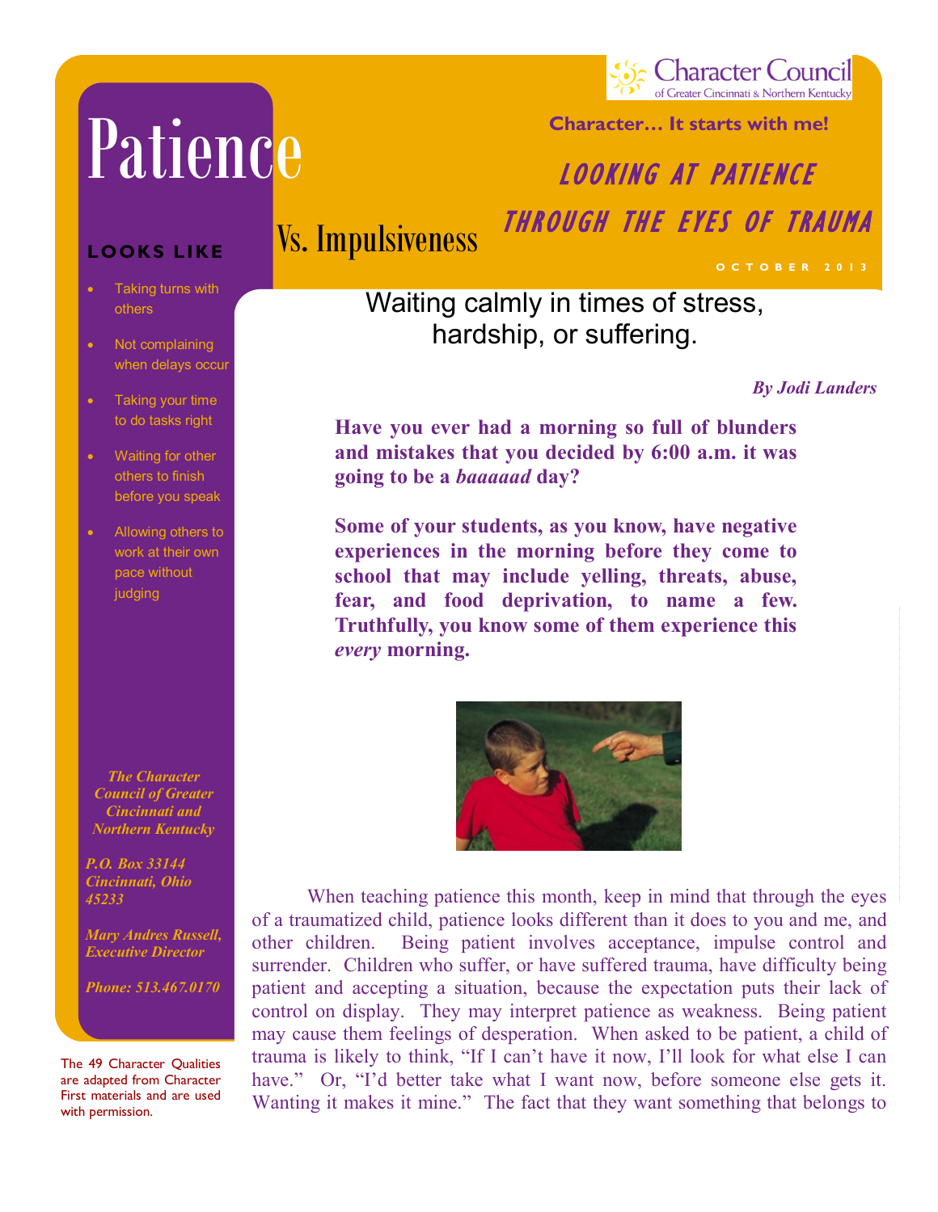# Patience

## Vs. Impulsiveness

Character Council of Greater Cincinnati & Northern Kentucky

**Character… It starts with me!**

## LOOKING AT PATIENCE THROUGH THE EYES OF TRAUMA

OCTOBER 2013

### LOOKS LIKE

- Taking turns with others
- Not complaining when delays occur
- Taking your time to do tasks right
- Waiting for other others to finish before you speak
- Allowing others to work at their own pace without judging

*The Character Council of Greater Cincinnati and Northern Kentucky*

*P.O. Box 33144*
*Cincinnati, Ohio 45233*

*Mary Andres Russell, Executive Director*

*Phone: 513.467.0170*

The 49 Character Qualities are adapted from Character First materials and are used with permission.

Waiting calmly in times of stress, hardship, or suffering.

*By Jodi Landers*

**Have you ever had a morning so full of blunders and mistakes that you decided by 6:00 a.m. it was going to be a *baaaaad* day?**

**Some of your students, as you know, have negative experiences in the morning before they come to school that may include yelling, threats, abuse, fear, and food deprivation, to name a few. Truthfully, you know some of them experience this *every* morning.**

When teaching patience this month, keep in mind that through the eyes of a traumatized child, patience looks different than it does to you and me, and other children. Being patient involves acceptance, impulse control and surrender. Children who suffer, or have suffered trauma, have difficulty being patient and accepting a situation, because the expectation puts their lack of control on display. They may interpret patience as weakness. Being patient may cause them feelings of desperation. When asked to be patient, a child of trauma is likely to think, "If I can't have it now, I'll look for what else I can have." Or, "I'd better take what I want now, before someone else gets it. Wanting it makes it mine." The fact that they want something that belongs to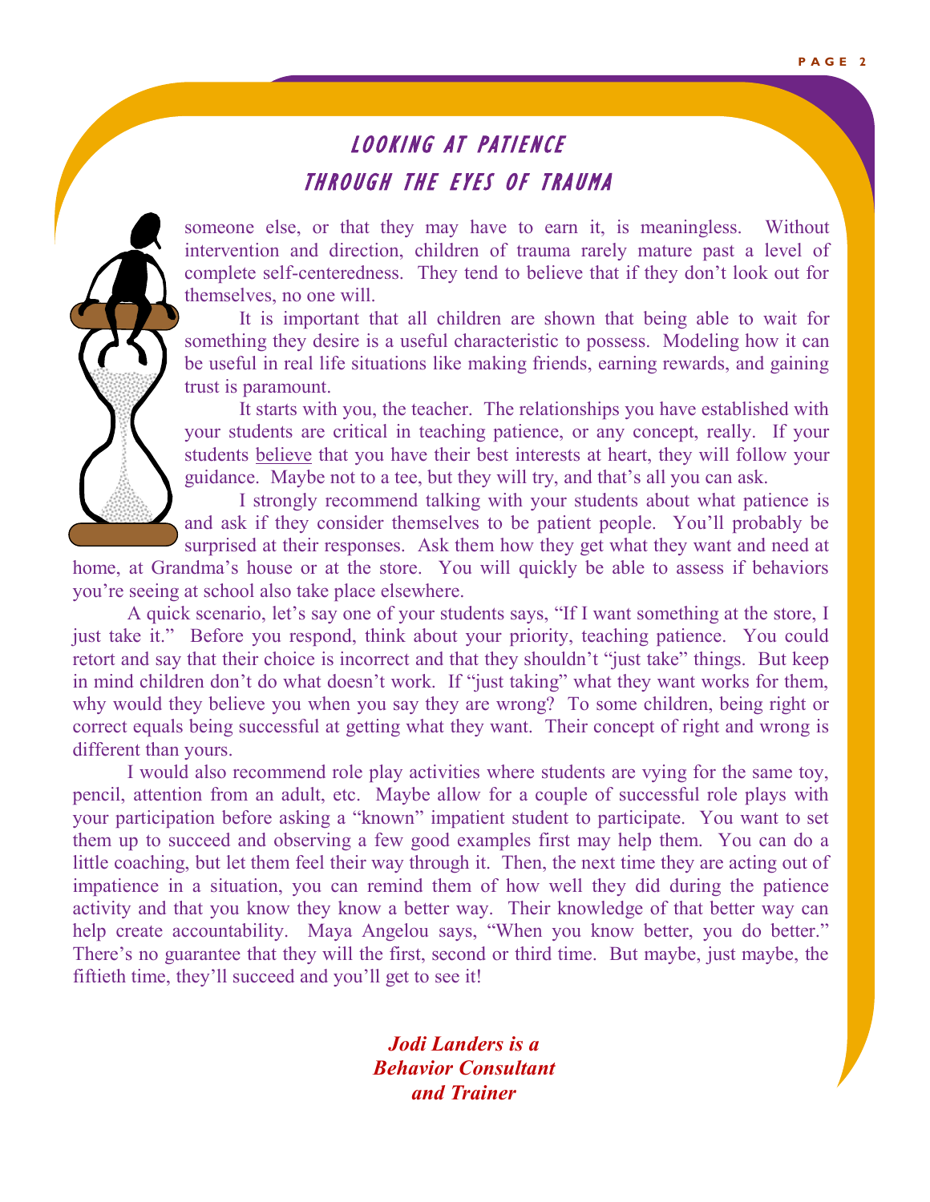# LOOKING AT PATIENCE THROUGH THE EYES OF TRAUMA

someone else, or that they may have to earn it, is meaningless. Without intervention and direction, children of trauma rarely mature past a level of complete self-centeredness. They tend to believe that if they don't look out for themselves, no one will.

It is important that all children are shown that being able to wait for something they desire is a useful characteristic to possess. Modeling how it can be useful in real life situations like making friends, earning rewards, and gaining trust is paramount.

It starts with you, the teacher. The relationships you have established with your students are critical in teaching patience, or any concept, really. If your students <u>believe</u> that you have their best interests at heart, they will follow your guidance. Maybe not to a tee, but they will try, and that's all you can ask.

I strongly recommend talking with your students about what patience is and ask if they consider themselves to be patient people. You'll probably be surprised at their responses. Ask them how they get what they want and need at home, at Grandma's house or at the store. You will quickly be able to assess if behaviors you're seeing at school also take place elsewhere.

A quick scenario, let's say one of your students says, "If I want something at the store, I just take it." Before you respond, think about your priority, teaching patience. You could retort and say that their choice is incorrect and that they shouldn't "just take" things. But keep in mind children don't do what doesn't work. If "just taking" what they want works for them, why would they believe you when you say they are wrong? To some children, being right or correct equals being successful at getting what they want. Their concept of right and wrong is different than yours.

I would also recommend role play activities where students are vying for the same toy, pencil, attention from an adult, etc. Maybe allow for a couple of successful role plays with your participation before asking a "known" impatient student to participate. You want to set them up to succeed and observing a few good examples first may help them. You can do a little coaching, but let them feel their way through it. Then, the next time they are acting out of impatience in a situation, you can remind them of how well they did during the patience activity and that you know they know a better way. Their knowledge of that better way can help create accountability. Maya Angelou says, "When you know better, you do better." There's no guarantee that they will the first, second or third time. But maybe, just maybe, the fiftieth time, they'll succeed and you'll get to see it!

***Jodi Landers is a Behavior Consultant and Trainer***